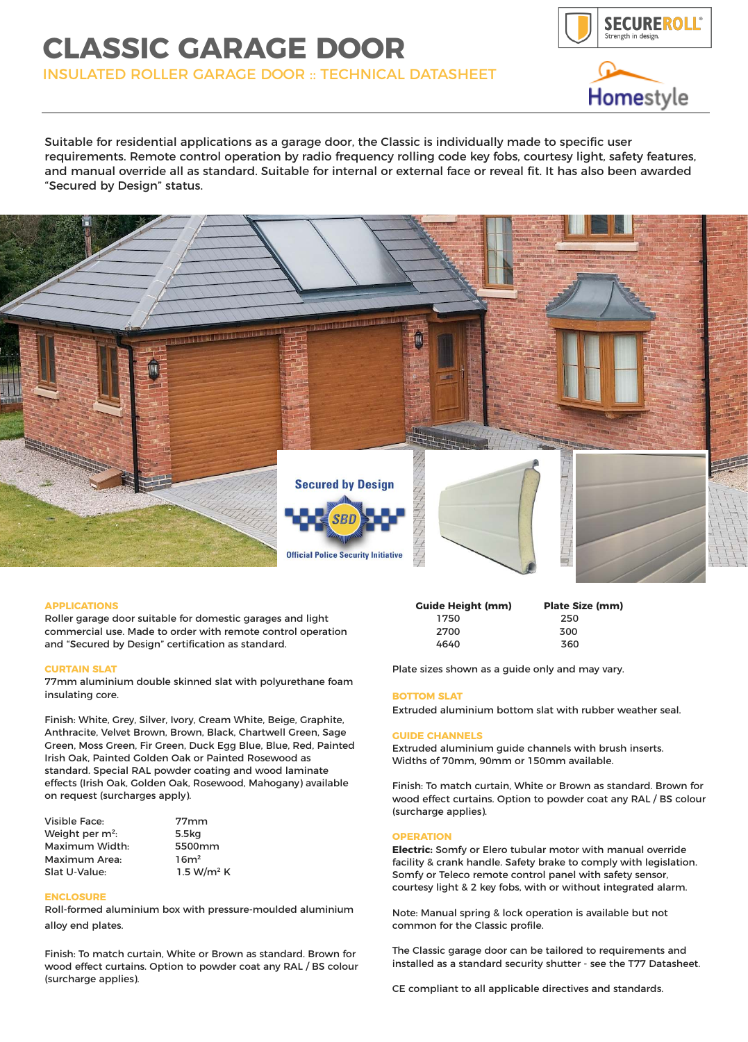# CLASSIC GARAGE DOOR

## INSULATED ROLLER GARAGE DOOR :: TECHNICAL DATASHEET

Suitable for residential applications as a garage door, the Classic is individually made to specific user requirements. Remote control operation by radio frequency rolling code key fobs, courtesy light, safety features, and manual override all as standard. Suitable for internal or external face or reveal fit. It has also been awarded "Secured by Design" status.

### APPLICATIONS

Roller garage door suitable for domestic garages and light commercial use. Made to order with remote control operation and "Secured by Design" certification as standard.

### CURTAIN SLAT

77mm aluminium double skinned slat with polyurethane foam insulating core.

Finish: White, Grey, Silver, Ivory, Cream White, Beige, Graphite, Anthracite, Velvet Brown, Brown, Black, Chartwell Green, Sage Green, Moss Green, Fir Green, Duck Egg Blue, Blue, Red, Painted Irish Oak, Painted Golden Oak or Painted Rosewood as standard. Special RAL powder coating and wood laminate effects (Irish Oak, Golden Oak, Rosewood, Mahogany) available on request (surcharges apply).

| | |
|---|---|
| Visible Face: | 77mm |
| Weight per $m^2$: | 5.5kg |
| Maximum Width: | 5500mm |
| Maximum Area: | $16m^2$ |
| Slat U-Value: | 1.5 $W/m^2$ K |

### ENCLOSURE

Roll-formed aluminium box with pressure-moulded aluminium alloy end plates.

Finish: To match curtain, White or Brown as standard. Brown for wood effect curtains. Option to powder coat any RAL / BS colour (surcharge applies).

| Guide Height (mm) | Plate Size (mm) |
|---|---|
| 1750 | 250 |
| 2700 | 300 |
| 4640 | 360 |

Plate sizes shown as a guide only and may vary.

### BOTTOM SLAT

Extruded aluminium bottom slat with rubber weather seal.

### GUIDE CHANNELS

Extruded aluminium guide channels with brush inserts. Widths of 70mm, 90mm or 150mm available.

Finish: To match curtain, White or Brown as standard. Brown for wood effect curtains. Option to powder coat any RAL / BS colour (surcharge applies).

### OPERATION

**Electric:** Somfy or Elero tubular motor with manual override facility & crank handle. Safety brake to comply with legislation. Somfy or Teleco remote control panel with safety sensor, courtesy light & 2 key fobs, with or without integrated alarm.

Note: Manual spring & lock operation is available but not common for the Classic profile.

The Classic garage door can be tailored to requirements and installed as a standard security shutter - see the T77 Datasheet.

CE compliant to all applicable directives and standards.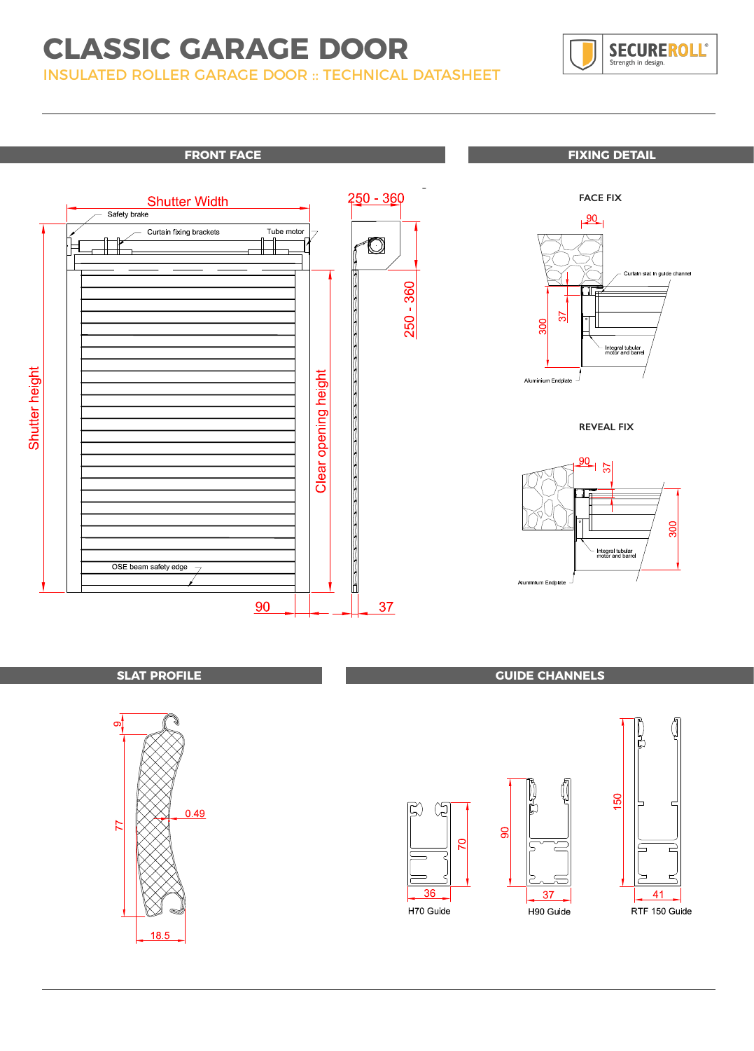# CLASSIC GARAGE DOOR

## INSULATED ROLLER GARAGE DOOR :: TECHNICAL DATASHEET

SECUREROLL®
Strength in design.

## FRONT FACE

Shutter Width
Safety brake
Curtain fixing brackets
Tube motor
Shutter height
Clear opening height
OSE beam safety edge
250 - 360
250 - 360
90
37

## FIXING DETAIL

### FACE FIX

90
Curtain slat in guide channel
300
37
Integral tubular motor and barrel
Aluminium Endplate

### REVEAL FIX

90
37
300
Integral tubular motor and barrel
Aluminium Endplate

## SLAT PROFILE

9
77
0.49
18.5

## GUIDE CHANNELS

70
36
H70 Guide

90
37
H90 Guide

150
41
RTF 150 Guide